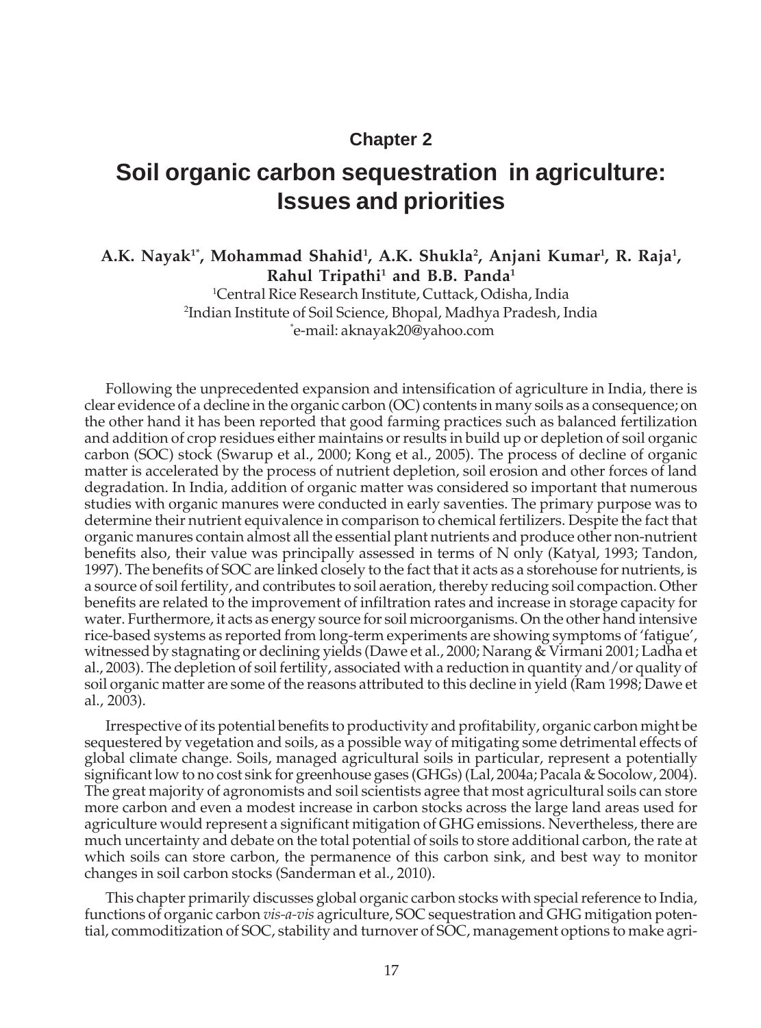Chapter 2

# Soil organic carbon sequestration in agriculture: Issues and priorities

**A.K. Nayak[1*], Mohammad Shahid[1], A.K. Shukla[2], Anjani Kumar[1], R. Raja[1], Rahul Tripathi[1] and B.B. Panda[1]**

[1]Central Rice Research Institute, Cuttack, Odisha, India
[2]Indian Institute of Soil Science, Bhopal, Madhya Pradesh, India
[*]e-mail: aknayak20@yahoo.com

Following the unprecedented expansion and intensification of agriculture in India, there is clear evidence of a decline in the organic carbon (OC) contents in many soils as a consequence; on the other hand it has been reported that good farming practices such as balanced fertilization and addition of crop residues either maintains or results in build up or depletion of soil organic carbon (SOC) stock (Swarup et al., 2000; Kong et al., 2005). The process of decline of organic matter is accelerated by the process of nutrient depletion, soil erosion and other forces of land degradation. In India, addition of organic matter was considered so important that numerous studies with organic manures were conducted in early saventies. The primary purpose was to determine their nutrient equivalence in comparison to chemical fertilizers. Despite the fact that organic manures contain almost all the essential plant nutrients and produce other non-nutrient benefits also, their value was principally assessed in terms of N only (Katyal, 1993; Tandon, 1997). The benefits of SOC are linked closely to the fact that it acts as a storehouse for nutrients, is a source of soil fertility, and contributes to soil aeration, thereby reducing soil compaction. Other benefits are related to the improvement of infiltration rates and increase in storage capacity for water. Furthermore, it acts as energy source for soil microorganisms. On the other hand intensive rice-based systems as reported from long-term experiments are showing symptoms of 'fatigue', witnessed by stagnating or declining yields (Dawe et al., 2000; Narang & Virmani 2001; Ladha et al., 2003). The depletion of soil fertility, associated with a reduction in quantity and/or quality of soil organic matter are some of the reasons attributed to this decline in yield (Ram 1998; Dawe et al., 2003).

Irrespective of its potential benefits to productivity and profitability, organic carbon might be sequestered by vegetation and soils, as a possible way of mitigating some detrimental effects of global climate change. Soils, managed agricultural soils in particular, represent a potentially significant low to no cost sink for greenhouse gases (GHGs) (Lal, 2004a; Pacala & Socolow, 2004). The great majority of agronomists and soil scientists agree that most agricultural soils can store more carbon and even a modest increase in carbon stocks across the large land areas used for agriculture would represent a significant mitigation of GHG emissions. Nevertheless, there are much uncertainty and debate on the total potential of soils to store additional carbon, the rate at which soils can store carbon, the permanence of this carbon sink, and best way to monitor changes in soil carbon stocks (Sanderman et al., 2010).

This chapter primarily discusses global organic carbon stocks with special reference to India, functions of organic carbon *vis-a-vis* agriculture, SOC sequestration and GHG mitigation potential, commoditization of SOC, stability and turnover of SOC, management options to make agri-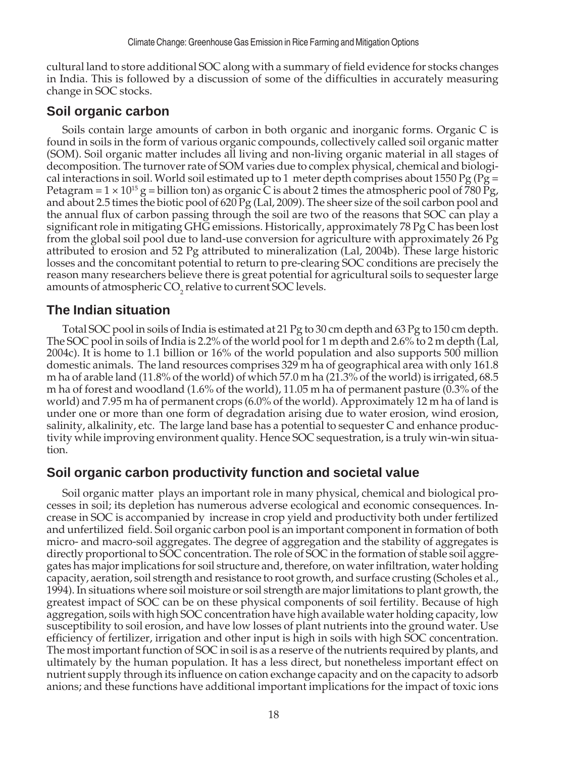cultural land to store additional SOC along with a summary of field evidence for stocks changes in India. This is followed by a discussion of some of the difficulties in accurately measuring change in SOC stocks.

## Soil organic carbon

Soils contain large amounts of carbon in both organic and inorganic forms. Organic C is found in soils in the form of various organic compounds, collectively called soil organic matter (SOM). Soil organic matter includes all living and non-living organic material in all stages of decomposition. The turnover rate of SOM varies due to complex physical, chemical and biological interactions in soil. World soil estimated up to 1 meter depth comprises about 1550 Pg (Pg = Petagram = $1 \times 10^{15}$ g = billion ton) as organic C is about 2 times the atmospheric pool of 780 Pg, and about 2.5 times the biotic pool of 620 Pg (Lal, 2009). The sheer size of the soil carbon pool and the annual flux of carbon passing through the soil are two of the reasons that SOC can play a significant role in mitigating GHG emissions. Historically, approximately 78 Pg C has been lost from the global soil pool due to land-use conversion for agriculture with approximately 26 Pg attributed to erosion and 52 Pg attributed to mineralization (Lal, 2004b). These large historic losses and the concomitant potential to return to pre-clearing SOC conditions are precisely the reason many researchers believe there is great potential for agricultural soils to sequester large amounts of atmospheric $CO_2$ relative to current SOC levels.

## The Indian situation

Total SOC pool in soils of India is estimated at 21 Pg to 30 cm depth and 63 Pg to 150 cm depth. The SOC pool in soils of India is 2.2% of the world pool for 1 m depth and 2.6% to 2 m depth (Lal, 2004c). It is home to 1.1 billion or 16% of the world population and also supports 500 million domestic animals. The land resources comprises 329 m ha of geographical area with only 161.8 m ha of arable land (11.8% of the world) of which 57.0 m ha (21.3% of the world) is irrigated, 68.5 m ha of forest and woodland (1.6% of the world), 11.05 m ha of permanent pasture (0.3% of the world) and 7.95 m ha of permanent crops (6.0% of the world). Approximately 12 m ha of land is under one or more than one form of degradation arising due to water erosion, wind erosion, salinity, alkalinity, etc. The large land base has a potential to sequester C and enhance productivity while improving environment quality. Hence SOC sequestration, is a truly win-win situation.

## Soil organic carbon productivity function and societal value

Soil organic matter plays an important role in many physical, chemical and biological processes in soil; its depletion has numerous adverse ecological and economic consequences. Increase in SOC is accompanied by increase in crop yield and productivity both under fertilized and unfertilized field. Soil organic carbon pool is an important component in formation of both micro- and macro-soil aggregates. The degree of aggregation and the stability of aggregates is directly proportional to SOC concentration. The role of SOC in the formation of stable soil aggregates has major implications for soil structure and, therefore, on water infiltration, water holding capacity, aeration, soil strength and resistance to root growth, and surface crusting (Scholes et al., 1994). In situations where soil moisture or soil strength are major limitations to plant growth, the greatest impact of SOC can be on these physical components of soil fertility. Because of high aggregation, soils with high SOC concentration have high available water holding capacity, low susceptibility to soil erosion, and have low losses of plant nutrients into the ground water. Use efficiency of fertilizer, irrigation and other input is high in soils with high SOC concentration. The most important function of SOC in soil is as a reserve of the nutrients required by plants, and ultimately by the human population. It has a less direct, but nonetheless important effect on nutrient supply through its influence on cation exchange capacity and on the capacity to adsorb anions; and these functions have additional important implications for the impact of toxic ions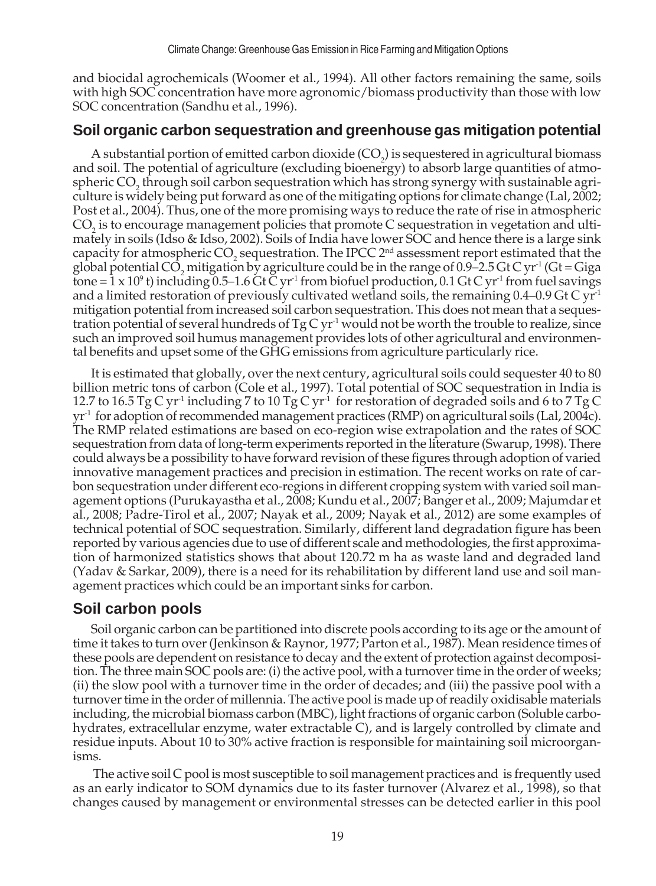and biocidal agrochemicals (Woomer et al., 1994). All other factors remaining the same, soils with high SOC concentration have more agronomic/biomass productivity than those with low SOC concentration (Sandhu et al., 1996).

## Soil organic carbon sequestration and greenhouse gas mitigation potential

A substantial portion of emitted carbon dioxide ($CO_2$) is sequestered in agricultural biomass and soil. The potential of agriculture (excluding bioenergy) to absorb large quantities of atmospheric $CO_2$ through soil carbon sequestration which has strong synergy with sustainable agriculture is widely being put forward as one of the mitigating options for climate change (Lal, 2002; Post et al., 2004). Thus, one of the more promising ways to reduce the rate of rise in atmospheric $CO_2$ is to encourage management policies that promote C sequestration in vegetation and ultimately in soils (Idso & Idso, 2002). Soils of India have lower SOC and hence there is a large sink capacity for atmospheric $CO_2$ sequestration. The IPCC 2nd assessment report estimated that the global potential $CO_2$ mitigation by agriculture could be in the range of 0.9–2.5 Gt C $yr^{-1}$ (Gt = Giga tone = $1 \times 10^9$ t) including 0.5–1.6 Gt C $yr^{-1}$ from biofuel production, 0.1 Gt C $yr^{-1}$ from fuel savings and a limited restoration of previously cultivated wetland soils, the remaining 0.4–0.9 Gt C $yr^{-1}$ mitigation potential from increased soil carbon sequestration. This does not mean that a sequestration potential of several hundreds of Tg C $yr^{-1}$ would not be worth the trouble to realize, since such an improved soil humus management provides lots of other agricultural and environmental benefits and upset some of the GHG emissions from agriculture particularly rice.

It is estimated that globally, over the next century, agricultural soils could sequester 40 to 80 billion metric tons of carbon (Cole et al., 1997). Total potential of SOC sequestration in India is 12.7 to 16.5 Tg C $yr^{-1}$ including 7 to 10 Tg C $yr^{-1}$ for restoration of degraded soils and 6 to 7 Tg C $yr^{-1}$ for adoption of recommended management practices (RMP) on agricultural soils (Lal, 2004c). The RMP related estimations are based on eco-region wise extrapolation and the rates of SOC sequestration from data of long-term experiments reported in the literature (Swarup, 1998). There could always be a possibility to have forward revision of these figures through adoption of varied innovative management practices and precision in estimation. The recent works on rate of carbon sequestration under different eco-regions in different cropping system with varied soil management options (Purukayastha et al., 2008; Kundu et al., 2007; Banger et al., 2009; Majumdar et al., 2008; Padre-Tirol et al., 2007; Nayak et al., 2009; Nayak et al., 2012) are some examples of technical potential of SOC sequestration. Similarly, different land degradation figure has been reported by various agencies due to use of different scale and methodologies, the first approximation of harmonized statistics shows that about 120.72 m ha as waste land and degraded land (Yadav & Sarkar, 2009), there is a need for its rehabilitation by different land use and soil management practices which could be an important sinks for carbon.

## Soil carbon pools

Soil organic carbon can be partitioned into discrete pools according to its age or the amount of time it takes to turn over (Jenkinson & Raynor, 1977; Parton et al., 1987). Mean residence times of these pools are dependent on resistance to decay and the extent of protection against decomposition. The three main SOC pools are: (i) the active pool, with a turnover time in the order of weeks; (ii) the slow pool with a turnover time in the order of decades; and (iii) the passive pool with a turnover time in the order of millennia. The active pool is made up of readily oxidisable materials including, the microbial biomass carbon (MBC), light fractions of organic carbon (Soluble carbohydrates, extracellular enzyme, water extractable C), and is largely controlled by climate and residue inputs. About 10 to 30% active fraction is responsible for maintaining soil microorganisms.

The active soil C pool is most susceptible to soil management practices and is frequently used as an early indicator to SOM dynamics due to its faster turnover (Alvarez et al., 1998), so that changes caused by management or environmental stresses can be detected earlier in this pool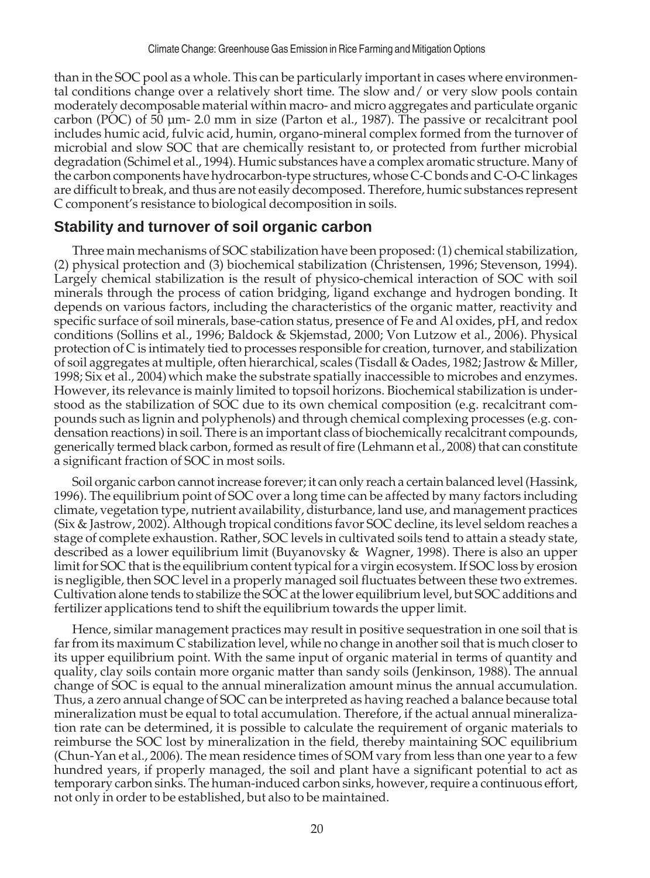than in the SOC pool as a whole. This can be particularly important in cases where environmental conditions change over a relatively short time. The slow and/ or very slow pools contain moderately decomposable material within macro- and micro aggregates and particulate organic carbon (POC) of 50 µm- 2.0 mm in size (Parton et al., 1987). The passive or recalcitrant pool includes humic acid, fulvic acid, humin, organo-mineral complex formed from the turnover of microbial and slow SOC that are chemically resistant to, or protected from further microbial degradation (Schimel et al., 1994). Humic substances have a complex aromatic structure. Many of the carbon components have hydrocarbon-type structures, whose C-C bonds and C-O-C linkages are difficult to break, and thus are not easily decomposed. Therefore, humic substances represent C component's resistance to biological decomposition in soils.

## Stability and turnover of soil organic carbon

Three main mechanisms of SOC stabilization have been proposed: (1) chemical stabilization, (2) physical protection and (3) biochemical stabilization (Christensen, 1996; Stevenson, 1994). Largely chemical stabilization is the result of physico-chemical interaction of SOC with soil minerals through the process of cation bridging, ligand exchange and hydrogen bonding. It depends on various factors, including the characteristics of the organic matter, reactivity and specific surface of soil minerals, base-cation status, presence of Fe and Al oxides, pH, and redox conditions (Sollins et al., 1996; Baldock & Skjemstad, 2000; Von Lutzow et al., 2006). Physical protection of C is intimately tied to processes responsible for creation, turnover, and stabilization of soil aggregates at multiple, often hierarchical, scales (Tisdall & Oades, 1982; Jastrow & Miller, 1998; Six et al., 2004) which make the substrate spatially inaccessible to microbes and enzymes. However, its relevance is mainly limited to topsoil horizons. Biochemical stabilization is understood as the stabilization of SOC due to its own chemical composition (e.g. recalcitrant compounds such as lignin and polyphenols) and through chemical complexing processes (e.g. condensation reactions) in soil. There is an important class of biochemically recalcitrant compounds, generically termed black carbon, formed as result of fire (Lehmann et al., 2008) that can constitute a significant fraction of SOC in most soils.

Soil organic carbon cannot increase forever; it can only reach a certain balanced level (Hassink, 1996). The equilibrium point of SOC over a long time can be affected by many factors including climate, vegetation type, nutrient availability, disturbance, land use, and management practices (Six & Jastrow, 2002). Although tropical conditions favor SOC decline, its level seldom reaches a stage of complete exhaustion. Rather, SOC levels in cultivated soils tend to attain a steady state, described as a lower equilibrium limit (Buyanovsky & Wagner, 1998). There is also an upper limit for SOC that is the equilibrium content typical for a virgin ecosystem. If SOC loss by erosion is negligible, then SOC level in a properly managed soil fluctuates between these two extremes. Cultivation alone tends to stabilize the SOC at the lower equilibrium level, but SOC additions and fertilizer applications tend to shift the equilibrium towards the upper limit.

Hence, similar management practices may result in positive sequestration in one soil that is far from its maximum C stabilization level, while no change in another soil that is much closer to its upper equilibrium point. With the same input of organic material in terms of quantity and quality, clay soils contain more organic matter than sandy soils (Jenkinson, 1988). The annual change of SOC is equal to the annual mineralization amount minus the annual accumulation. Thus, a zero annual change of SOC can be interpreted as having reached a balance because total mineralization must be equal to total accumulation. Therefore, if the actual annual mineralization rate can be determined, it is possible to calculate the requirement of organic materials to reimburse the SOC lost by mineralization in the field, thereby maintaining SOC equilibrium (Chun-Yan et al., 2006). The mean residence times of SOM vary from less than one year to a few hundred years, if properly managed, the soil and plant have a significant potential to act as temporary carbon sinks. The human-induced carbon sinks, however, require a continuous effort, not only in order to be established, but also to be maintained.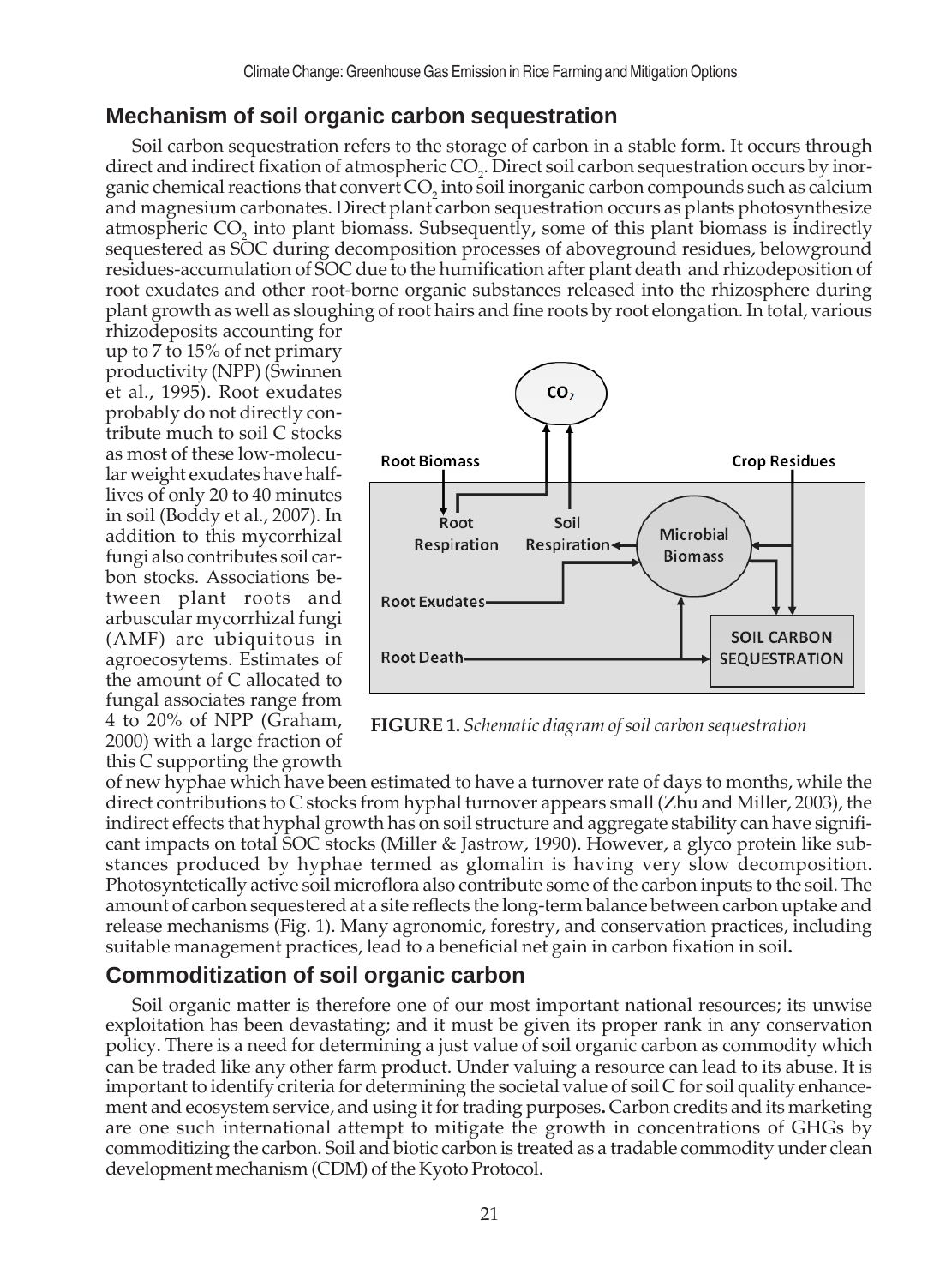## Mechanism of soil organic carbon sequestration

Soil carbon sequestration refers to the storage of carbon in a stable form. It occurs through direct and indirect fixation of atmospheric $CO_2$. Direct soil carbon sequestration occurs by inorganic chemical reactions that convert $CO_2$ into soil inorganic carbon compounds such as calcium and magnesium carbonates. Direct plant carbon sequestration occurs as plants photosynthesize atmospheric $CO_2$ into plant biomass. Subsequently, some of this plant biomass is indirectly sequestered as SOC during decomposition processes of aboveground residues, belowground residues-accumulation of SOC due to the humification after plant death and rhizodeposition of root exudates and other root-borne organic substances released into the rhizosphere during plant growth as well as sloughing of root hairs and fine roots by root elongation. In total, various rhizodeposits accounting for up to 7 to 15% of net primary productivity (NPP) (Swinnen et al., 1995). Root exudates probably do not directly contribute much to soil C stocks as most of these low-molecular weight exudates have half-lives of only 20 to 40 minutes in soil (Boddy et al., 2007). In addition to this mycorrhizal fungi also contributes soil carbon stocks. Associations between plant roots and arbuscular mycorrhizal fungi (AMF) are ubiquitous in agroecosytems. Estimates of the amount of C allocated to fungal associates range from 4 to 20% of NPP (Graham, 2000) with a large fraction of this C supporting the growth of new hyphae which have been estimated to have a turnover rate of days to months, while the direct contributions to C stocks from hyphal turnover appears small (Zhu and Miller, 2003), the indirect effects that hyphal growth has on soil structure and aggregate stability can have significant impacts on total SOC stocks (Miller & Jastrow, 1990). However, a glyco protein like substances produced by hyphae termed as glomalin is having very slow decomposition. Photosyntetically active soil microflora also contribute some of the carbon inputs to the soil. The amount of carbon sequestered at a site reflects the long-term balance between carbon uptake and release mechanisms (Fig. 1). Many agronomic, forestry, and conservation practices, including suitable management practices, lead to a beneficial net gain in carbon fixation in soil**.**

**FIGURE 1.** *Schematic diagram of soil carbon sequestration*

## Commoditization of soil organic carbon

Soil organic matter is therefore one of our most important national resources; its unwise exploitation has been devastating; and it must be given its proper rank in any conservation policy. There is a need for determining a just value of soil organic carbon as commodity which can be traded like any other farm product. Under valuing a resource can lead to its abuse. It is important to identify criteria for determining the societal value of soil C for soil quality enhancement and ecosystem service, and using it for trading purposes**.** Carbon credits and its marketing are one such international attempt to mitigate the growth in concentrations of GHGs by commoditizing the carbon. Soil and biotic carbon is treated as a tradable commodity under clean development mechanism (CDM) of the Kyoto Protocol.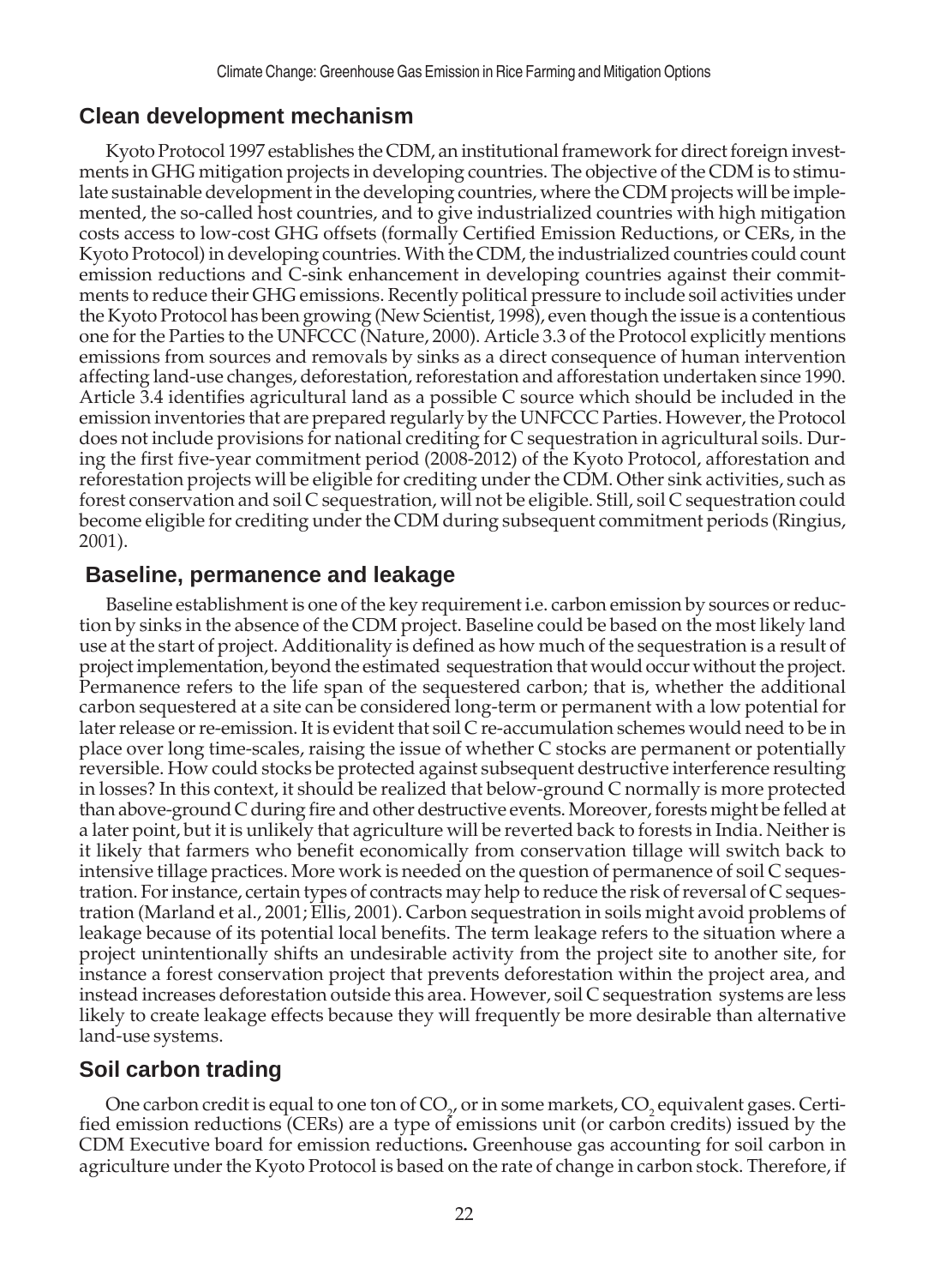## Clean development mechanism

Kyoto Protocol 1997 establishes the CDM, an institutional framework for direct foreign investments in GHG mitigation projects in developing countries. The objective of the CDM is to stimulate sustainable development in the developing countries, where the CDM projects will be implemented, the so-called host countries, and to give industrialized countries with high mitigation costs access to low-cost GHG offsets (formally Certified Emission Reductions, or CERs, in the Kyoto Protocol) in developing countries. With the CDM, the industrialized countries could count emission reductions and C-sink enhancement in developing countries against their commitments to reduce their GHG emissions. Recently political pressure to include soil activities under the Kyoto Protocol has been growing (New Scientist, 1998), even though the issue is a contentious one for the Parties to the UNFCCC (Nature, 2000). Article 3.3 of the Protocol explicitly mentions emissions from sources and removals by sinks as a direct consequence of human intervention affecting land-use changes, deforestation, reforestation and afforestation undertaken since 1990. Article 3.4 identifies agricultural land as a possible C source which should be included in the emission inventories that are prepared regularly by the UNFCCC Parties. However, the Protocol does not include provisions for national crediting for C sequestration in agricultural soils. During the first five-year commitment period (2008-2012) of the Kyoto Protocol, afforestation and reforestation projects will be eligible for crediting under the CDM. Other sink activities, such as forest conservation and soil C sequestration, will not be eligible. Still, soil C sequestration could become eligible for crediting under the CDM during subsequent commitment periods (Ringius, 2001).

## Baseline, permanence and leakage

Baseline establishment is one of the key requirement i.e. carbon emission by sources or reduction by sinks in the absence of the CDM project. Baseline could be based on the most likely land use at the start of project. Additionality is defined as how much of the sequestration is a result of project implementation, beyond the estimated sequestration that would occur without the project. Permanence refers to the life span of the sequestered carbon; that is, whether the additional carbon sequestered at a site can be considered long-term or permanent with a low potential for later release or re-emission. It is evident that soil C re-accumulation schemes would need to be in place over long time-scales, raising the issue of whether C stocks are permanent or potentially reversible. How could stocks be protected against subsequent destructive interference resulting in losses? In this context, it should be realized that below-ground C normally is more protected than above-ground C during fire and other destructive events. Moreover, forests might be felled at a later point, but it is unlikely that agriculture will be reverted back to forests in India. Neither is it likely that farmers who benefit economically from conservation tillage will switch back to intensive tillage practices. More work is needed on the question of permanence of soil C sequestration. For instance, certain types of contracts may help to reduce the risk of reversal of C sequestration (Marland et al., 2001; Ellis, 2001). Carbon sequestration in soils might avoid problems of leakage because of its potential local benefits. The term leakage refers to the situation where a project unintentionally shifts an undesirable activity from the project site to another site, for instance a forest conservation project that prevents deforestation within the project area, and instead increases deforestation outside this area. However, soil C sequestration systems are less likely to create leakage effects because they will frequently be more desirable than alternative land-use systems.

## Soil carbon trading

One carbon credit is equal to one ton of $CO_2$, or in some markets, $CO_2$ equivalent gases. Certified emission reductions (CERs) are a type of emissions unit (or carbon credits) issued by the CDM Executive board for emission reductions**.** Greenhouse gas accounting for soil carbon in agriculture under the Kyoto Protocol is based on the rate of change in carbon stock. Therefore, if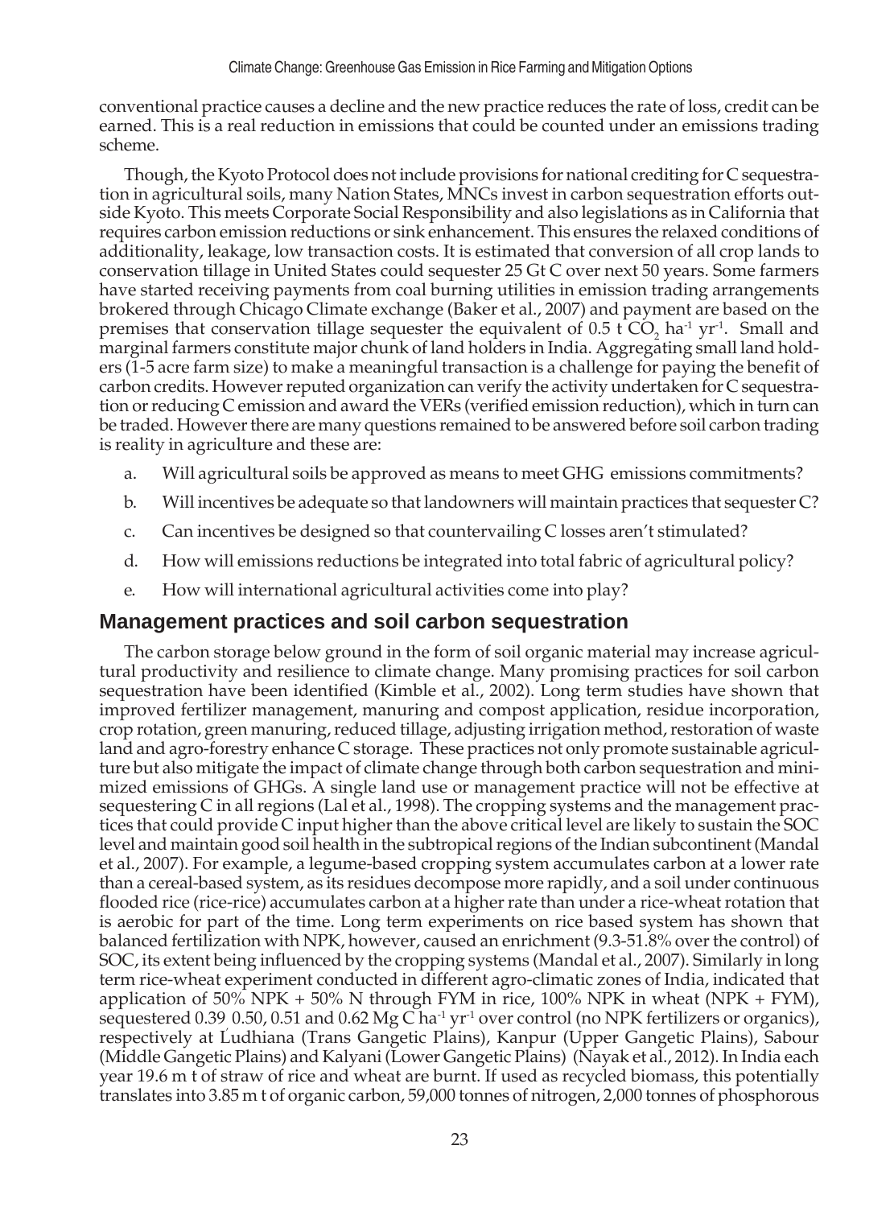conventional practice causes a decline and the new practice reduces the rate of loss, credit can be earned. This is a real reduction in emissions that could be counted under an emissions trading scheme.

Though, the Kyoto Protocol does not include provisions for national crediting for C sequestration in agricultural soils, many Nation States, MNCs invest in carbon sequestration efforts outside Kyoto. This meets Corporate Social Responsibility and also legislations as in California that requires carbon emission reductions or sink enhancement. This ensures the relaxed conditions of additionality, leakage, low transaction costs. It is estimated that conversion of all crop lands to conservation tillage in United States could sequester 25 Gt C over next 50 years. Some farmers have started receiving payments from coal burning utilities in emission trading arrangements brokered through Chicago Climate exchange (Baker et al., 2007) and payment are based on the premises that conservation tillage sequester the equivalent of 0.5 t $CO_2$ $ha^{-1}$ $yr^{-1}$. Small and marginal farmers constitute major chunk of land holders in India. Aggregating small land holders (1-5 acre farm size) to make a meaningful transaction is a challenge for paying the benefit of carbon credits. However reputed organization can verify the activity undertaken for C sequestration or reducing C emission and award the VERs (verified emission reduction), which in turn can be traded. However there are many questions remained to be answered before soil carbon trading is reality in agriculture and these are:

a. Will agricultural soils be approved as means to meet GHG emissions commitments?

b. Will incentives be adequate so that landowners will maintain practices that sequester C?

c. Can incentives be designed so that countervailing C losses aren't stimulated?

d. How will emissions reductions be integrated into total fabric of agricultural policy?

e. How will international agricultural activities come into play?

## Management practices and soil carbon sequestration

The carbon storage below ground in the form of soil organic material may increase agricultural productivity and resilience to climate change. Many promising practices for soil carbon sequestration have been identified (Kimble et al., 2002). Long term studies have shown that improved fertilizer management, manuring and compost application, residue incorporation, crop rotation, green manuring, reduced tillage, adjusting irrigation method, restoration of waste land and agro-forestry enhance C storage. These practices not only promote sustainable agriculture but also mitigate the impact of climate change through both carbon sequestration and minimized emissions of GHGs. A single land use or management practice will not be effective at sequestering C in all regions (Lal et al., 1998). The cropping systems and the management practices that could provide C input higher than the above critical level are likely to sustain the SOC level and maintain good soil health in the subtropical regions of the Indian subcontinent (Mandal et al., 2007). For example, a legume-based cropping system accumulates carbon at a lower rate than a cereal-based system, as its residues decompose more rapidly, and a soil under continuous flooded rice (rice-rice) accumulates carbon at a higher rate than under a rice-wheat rotation that is aerobic for part of the time. Long term experiments on rice based system has shown that balanced fertilization with NPK, however, caused an enrichment (9.3-51.8% over the control) of SOC, its extent being influenced by the cropping systems (Mandal et al., 2007). Similarly in long term rice-wheat experiment conducted in different agro-climatic zones of India, indicated that application of 50% NPK + 50% N through FYM in rice, 100% NPK in wheat (NPK + FYM), sequestered 0.39 0.50, 0.51 and 0.62 Mg C $ha^{-1}$ $yr^{-1}$ over control (no NPK fertilizers or organics), respectively at Ludhiana (Trans Gangetic Plains), Kanpur (Upper Gangetic Plains), Sabour (Middle Gangetic Plains) and Kalyani (Lower Gangetic Plains) (Nayak et al., 2012). In India each year 19.6 m t of straw of rice and wheat are burnt. If used as recycled biomass, this potentially translates into 3.85 m t of organic carbon, 59,000 tonnes of nitrogen, 2,000 tonnes of phosphorous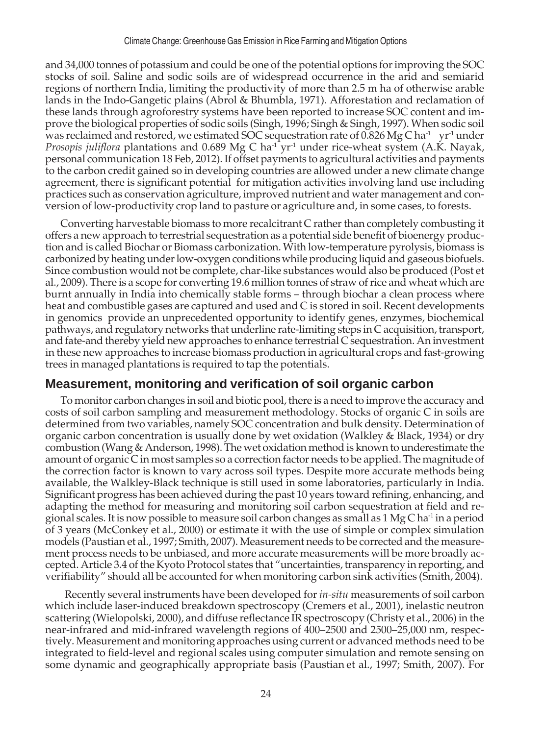and 34,000 tonnes of potassium and could be one of the potential options for improving the SOC stocks of soil. Saline and sodic soils are of widespread occurrence in the arid and semiarid regions of northern India, limiting the productivity of more than 2.5 m ha of otherwise arable lands in the Indo-Gangetic plains (Abrol & Bhumbla, 1971). Afforestation and reclamation of these lands through agroforestry systems have been reported to increase SOC content and improve the biological properties of sodic soils (Singh, 1996; Singh & Singh, 1997). When sodic soil was reclaimed and restored, we estimated SOC sequestration rate of 0.826 Mg C $ha^{-1}$ $yr^{-1}$ under *Prosopis juliflora* plantations and 0.689 Mg C $ha^{-1}$ $yr^{-1}$ under rice-wheat system (A.K. Nayak, personal communication 18 Feb, 2012). If offset payments to agricultural activities and payments to the carbon credit gained so in developing countries are allowed under a new climate change agreement, there is significant potential for mitigation activities involving land use including practices such as conservation agriculture, improved nutrient and water management and conversion of low-productivity crop land to pasture or agriculture and, in some cases, to forests.

Converting harvestable biomass to more recalcitrant C rather than completely combusting it offers a new approach to terrestrial sequestration as a potential side benefit of bioenergy production and is called Biochar or Biomass carbonization. With low-temperature pyrolysis, biomass is carbonized by heating under low-oxygen conditions while producing liquid and gaseous biofuels. Since combustion would not be complete, char-like substances would also be produced (Post et al., 2009). There is a scope for converting 19.6 million tonnes of straw of rice and wheat which are burnt annually in India into chemically stable forms – through biochar a clean process where heat and combustible gases are captured and used and C is stored in soil. Recent developments in genomics provide an unprecedented opportunity to identify genes, enzymes, biochemical pathways, and regulatory networks that underline rate-limiting steps in C acquisition, transport, and fate-and thereby yield new approaches to enhance terrestrial C sequestration. An investment in these new approaches to increase biomass production in agricultural crops and fast-growing trees in managed plantations is required to tap the potentials.

## Measurement, monitoring and verification of soil organic carbon

To monitor carbon changes in soil and biotic pool, there is a need to improve the accuracy and costs of soil carbon sampling and measurement methodology. Stocks of organic C in soils are determined from two variables, namely SOC concentration and bulk density. Determination of organic carbon concentration is usually done by wet oxidation (Walkley & Black, 1934) or dry combustion (Wang & Anderson, 1998). The wet oxidation method is known to underestimate the amount of organic C in most samples so a correction factor needs to be applied. The magnitude of the correction factor is known to vary across soil types. Despite more accurate methods being available, the Walkley-Black technique is still used in some laboratories, particularly in India. Significant progress has been achieved during the past 10 years toward refining, enhancing, and adapting the method for measuring and monitoring soil carbon sequestration at field and regional scales. It is now possible to measure soil carbon changes as small as 1 Mg C $ha^{-1}$ in a period of 3 years (McConkey et al., 2000) or estimate it with the use of simple or complex simulation models (Paustian et al., 1997; Smith, 2007). Measurement needs to be corrected and the measurement process needs to be unbiased, and more accurate measurements will be more broadly accepted. Article 3.4 of the Kyoto Protocol states that "uncertainties, transparency in reporting, and verifiability" should all be accounted for when monitoring carbon sink activities (Smith, 2004).

Recently several instruments have been developed for *in-situ* measurements of soil carbon which include laser-induced breakdown spectroscopy (Cremers et al., 2001), inelastic neutron scattering (Wielopolski, 2000), and diffuse reflectance IR spectroscopy (Christy et al., 2006) in the near-infrared and mid-infrared wavelength regions of 400–2500 and 2500–25,000 nm, respectively. Measurement and monitoring approaches using current or advanced methods need to be integrated to field-level and regional scales using computer simulation and remote sensing on some dynamic and geographically appropriate basis (Paustian et al., 1997; Smith, 2007). For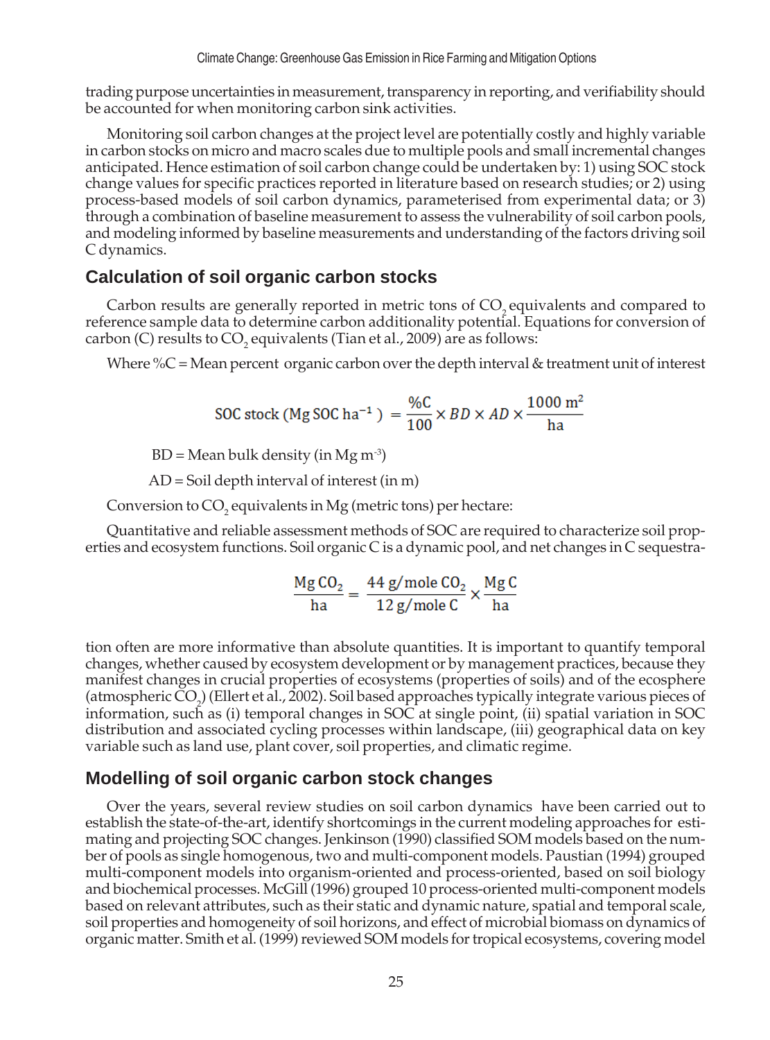trading purpose uncertainties in measurement, transparency in reporting, and verifiability should be accounted for when monitoring carbon sink activities.

Monitoring soil carbon changes at the project level are potentially costly and highly variable in carbon stocks on micro and macro scales due to multiple pools and small incremental changes anticipated. Hence estimation of soil carbon change could be undertaken by: 1) using SOC stock change values for specific practices reported in literature based on research studies; or 2) using process-based models of soil carbon dynamics, parameterised from experimental data; or 3) through a combination of baseline measurement to assess the vulnerability of soil carbon pools, and modeling informed by baseline measurements and understanding of the factors driving soil C dynamics.

## Calculation of soil organic carbon stocks

Carbon results are generally reported in metric tons of $CO_2$ equivalents and compared to reference sample data to determine carbon additionality potential. Equations for conversion of carbon (C) results to $CO_2$ equivalents (Tian et al., 2009) are as follows:

Where %C = Mean percent organic carbon over the depth interval & treatment unit of interest

$$\text{SOC stock (Mg SOC ha}^{-1}\text{)} = \frac{\%\text{C}}{100} \times BD \times AD \times \frac{1000\ \text{m}^2}{\text{ha}}$$

BD = Mean bulk density (in Mg $m^{-3}$)

AD = Soil depth interval of interest (in m)

Conversion to $CO_2$ equivalents in Mg (metric tons) per hectare:

Quantitative and reliable assessment methods of SOC are required to characterize soil properties and ecosystem functions. Soil organic C is a dynamic pool, and net changes in C sequestration often are more informative than absolute quantities. It is important to quantify temporal changes, whether caused by ecosystem development or by management practices, because they manifest changes in crucial properties of ecosystems (properties of soils) and of the ecosphere (atmospheric $CO_2$) (Ellert et al., 2002). Soil based approaches typically integrate various pieces of information, such as (i) temporal changes in SOC at single point, (ii) spatial variation in SOC distribution and associated cycling processes within landscape, (iii) geographical data on key variable such as land use, plant cover, soil properties, and climatic regime.

$$\frac{\text{Mg CO}_2}{\text{ha}} = \frac{44\ \text{g/mole CO}_2}{12\ \text{g/mole C}} \times \frac{\text{Mg C}}{\text{ha}}$$

## Modelling of soil organic carbon stock changes

Over the years, several review studies on soil carbon dynamics have been carried out to establish the state-of-the-art, identify shortcomings in the current modeling approaches for estimating and projecting SOC changes. Jenkinson (1990) classified SOM models based on the number of pools as single homogenous, two and multi-component models. Paustian (1994) grouped multi-component models into organism-oriented and process-oriented, based on soil biology and biochemical processes. McGill (1996) grouped 10 process-oriented multi-component models based on relevant attributes, such as their static and dynamic nature, spatial and temporal scale, soil properties and homogeneity of soil horizons, and effect of microbial biomass on dynamics of organic matter. Smith et al. (1999) reviewed SOM models for tropical ecosystems, covering model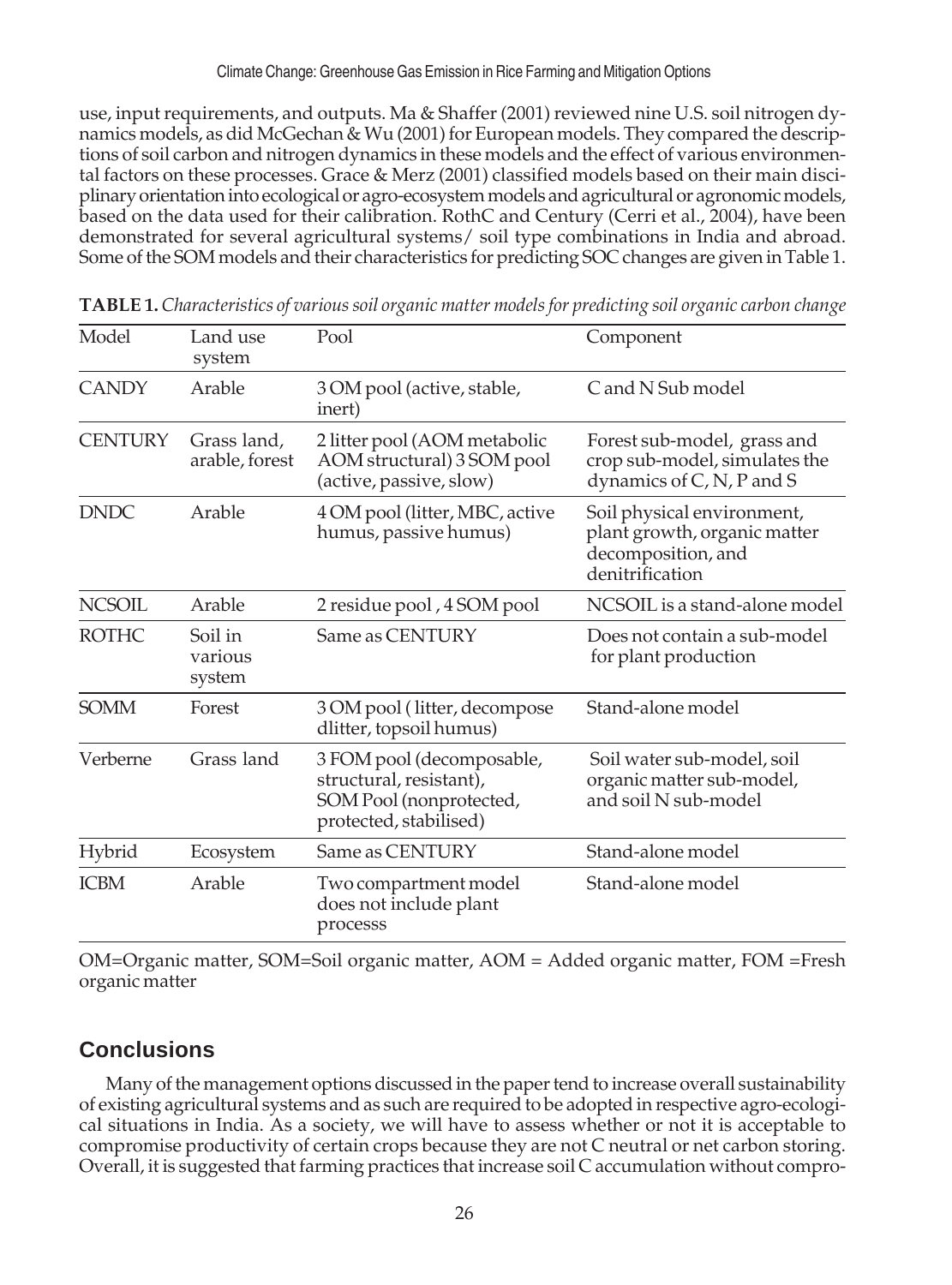use, input requirements, and outputs. Ma & Shaffer (2001) reviewed nine U.S. soil nitrogen dynamics models, as did McGechan & Wu (2001) for European models. They compared the descriptions of soil carbon and nitrogen dynamics in these models and the effect of various environmental factors on these processes. Grace & Merz (2001) classified models based on their main disciplinary orientation into ecological or agro-ecosystem models and agricultural or agronomic models, based on the data used for their calibration. RothC and Century (Cerri et al., 2004), have been demonstrated for several agricultural systems/ soil type combinations in India and abroad. Some of the SOM models and their characteristics for predicting SOC changes are given in Table 1.

**TABLE 1.** *Characteristics of various soil organic matter models for predicting soil organic carbon change*

| Model | Land use system | Pool | Component |
|---|---|---|---|
| CANDY | Arable | 3 OM pool (active, stable, inert) | C and N Sub model |
| CENTURY | Grass land, arable, forest | 2 litter pool (AOM metabolic AOM structural) 3 SOM pool (active, passive, slow) | Forest sub-model, grass and crop sub-model, simulates the dynamics of C, N, P and S |
| DNDC | Arable | 4 OM pool (litter, MBC, active humus, passive humus) | Soil physical environment, plant growth, organic matter decomposition, and denitrification |
| NCSOIL | Arable | 2 residue pool , 4 SOM pool | NCSOIL is a stand-alone model |
| ROTHC | Soil in various system | Same as CENTURY | Does not contain a sub-model for plant production |
| SOMM | Forest | 3 OM pool ( litter, decompose dlitter, topsoil humus) | Stand-alone model |
| Verberne | Grass land | 3 FOM pool (decomposable, structural, resistant), SOM Pool (nonprotected, protected, stabilised) | Soil water sub-model, soil organic matter sub-model, and soil N sub-model |
| Hybrid | Ecosystem | Same as CENTURY | Stand-alone model |
| ICBM | Arable | Two compartment model does not include plant processs | Stand-alone model |

OM=Organic matter, SOM=Soil organic matter, AOM = Added organic matter, FOM =Fresh organic matter

## Conclusions

Many of the management options discussed in the paper tend to increase overall sustainability of existing agricultural systems and as such are required to be adopted in respective agro-ecological situations in India. As a society, we will have to assess whether or not it is acceptable to compromise productivity of certain crops because they are not C neutral or net carbon storing. Overall, it is suggested that farming practices that increase soil C accumulation without compro-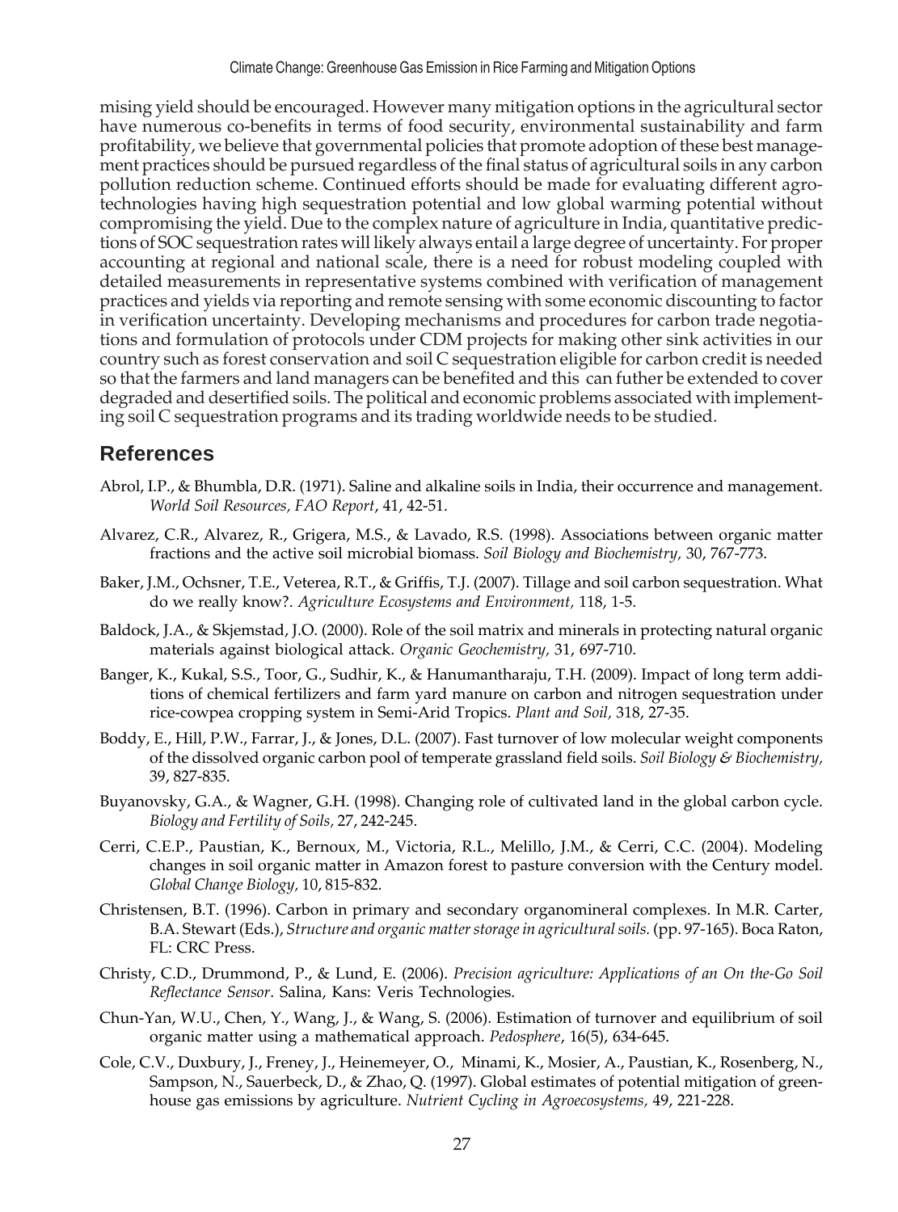mising yield should be encouraged. However many mitigation options in the agricultural sector have numerous co-benefits in terms of food security, environmental sustainability and farm profitability, we believe that governmental policies that promote adoption of these best management practices should be pursued regardless of the final status of agricultural soils in any carbon pollution reduction scheme. Continued efforts should be made for evaluating different agro-technologies having high sequestration potential and low global warming potential without compromising the yield. Due to the complex nature of agriculture in India, quantitative predictions of SOC sequestration rates will likely always entail a large degree of uncertainty. For proper accounting at regional and national scale, there is a need for robust modeling coupled with detailed measurements in representative systems combined with verification of management practices and yields via reporting and remote sensing with some economic discounting to factor in verification uncertainty. Developing mechanisms and procedures for carbon trade negotiations and formulation of protocols under CDM projects for making other sink activities in our country such as forest conservation and soil C sequestration eligible for carbon credit is needed so that the farmers and land managers can be benefited and this can futher be extended to cover degraded and desertified soils. The political and economic problems associated with implementing soil C sequestration programs and its trading worldwide needs to be studied.

## References

Abrol, I.P., & Bhumbla, D.R. (1971). Saline and alkaline soils in India, their occurrence and management. *World Soil Resources, FAO Report*, 41, 42-51.

Alvarez, C.R., Alvarez, R., Grigera, M.S., & Lavado, R.S. (1998). Associations between organic matter fractions and the active soil microbial biomass. *Soil Biology and Biochemistry,* 30, 767-773.

Baker, J.M., Ochsner, T.E., Veterea, R.T., & Griffis, T.J. (2007). Tillage and soil carbon sequestration. What do we really know?. *Agriculture Ecosystems and Environment,* 118, 1-5.

Baldock, J.A., & Skjemstad, J.O. (2000). Role of the soil matrix and minerals in protecting natural organic materials against biological attack. *Organic Geochemistry,* 31, 697-710.

Banger, K., Kukal, S.S., Toor, G., Sudhir, K., & Hanumanth""raju, T.H. (2009). Impact of long term additions of chemical fertilizers and farm yard manure on carbon and nitrogen sequestration under rice-cowpea cropping system in Semi-Arid Tropics. *Plant and Soil,* 318, 27-35.

Boddy, E., Hill, P.W., Farrar, J., & Jones, D.L. (2007). Fast turnover of low molecular weight components of the dissolved organic carbon pool of temperate grassland field soils. *Soil Biology & Biochemistry,* 39, 827-835.

Buyanovsky, G.A., & Wagner, G.H. (1998). Changing role of cultivated land in the global carbon cycle. *Biology and Fertility of Soils,* 27, 242-245.

Cerri, C.E.P., Paustian, K., Bernoux, M., Victoria, R.L., Melillo, J.M., & Cerri, C.C. (2004). Modeling changes in soil organic matter in Amazon forest to pasture conversion with the Century model. *Global Change Biology,* 10, 815-832.

Christensen, B.T. (1996). Carbon in primary and secondary organomineral complexes. In M.R. Carter, B.A. Stewart (Eds.), *Structure and organic matter storage in agricultural soils.* (pp. 97-165). Boca Raton, FL: CRC Press.

Christy, C.D., Drummond, P., & Lund, E. (2006). *Precision agriculture: Applications of an On the-Go Soil Reflectance Sensor*. Salina, Kans: Veris Technologies.

Chun-Yan, W.U., Chen, Y., Wang, J., & Wang, S. (2006). Estimation of turnover and equilibrium of soil organic matter using a mathematical approach. *Pedosphere*, 16(5), 634-645.

Cole, C.V., Duxbury, J., Freney, J., Heinemeyer, O., Minami, K., Mosier, A., Paustian, K., Rosenberg, N., Sampson, N., Sauerbeck, D., & Zhao, Q. (1997). Global estimates of potential mitigation of greenhouse gas emissions by agriculture. *Nutrient Cycling in Agroecosystems,* 49, 221-228.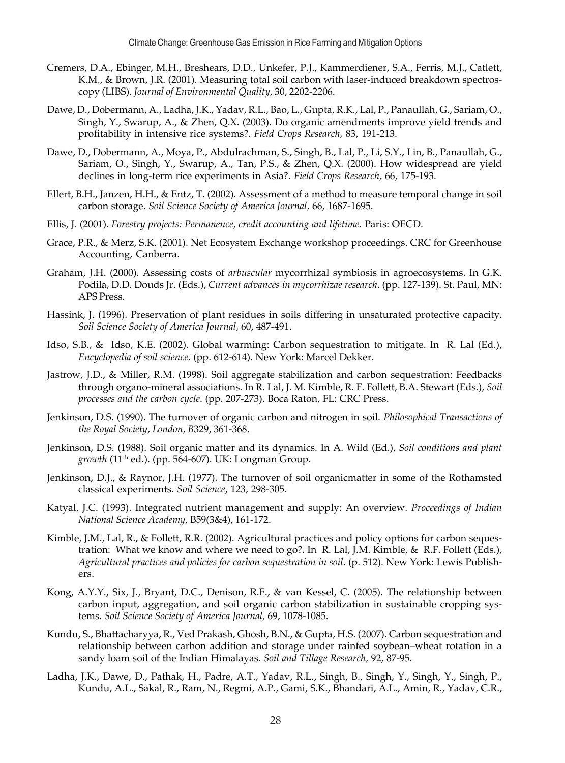Cremers, D.A., Ebinger, M.H., Breshears, D.D., Unkefer, P.J., Kammerdiener, S.A., Ferris, M.J., Catlett, K.M., & Brown, J.R. (2001). Measuring total soil carbon with laser-induced breakdown spectroscopy (LIBS). *Journal of Environmental Quality,* 30, 2202-2206.

Dawe, D., Dobermann, A., Ladha, J.K., Yadav, R.L., Bao, L., Gupta, R.K., Lal, P., Panaullah, G., Sariam, O., Singh, Y., Swarup, A., & Zhen, Q.X. (2003). Do organic amendments improve yield trends and profitability in intensive rice systems?. *Field Crops Research,* 83, 191-213.

Dawe, D., Dobermann, A., Moya, P., Abdulrachman, S., Singh, B., Lal, P., Li, S.Y., Lin, B., Panaullah, G., Sariam, O., Singh, Y., Swarup, A., Tan, P.S., & Zhen, Q.X. (2000). How widespread are yield declines in long-term rice experiments in Asia?. *Field Crops Research,* 66, 175-193.

Ellert, B.H., Janzen, H.H., & Entz, T. (2002). Assessment of a method to measure temporal change in soil carbon storage. *Soil Science Society of America Journal,* 66, 1687-1695.

Ellis, J. (2001). *Forestry projects: Permanence, credit accounting and lifetime*. Paris: OECD.

Grace, P.R., & Merz, S.K. (2001). Net Ecosystem Exchange workshop proceedings. CRC for Greenhouse Accounting, Canberra.

Graham, J.H. (2000). Assessing costs of *arbuscular* mycorrhizal symbiosis in agroecosystems. In G.K. Podila, D.D. Douds Jr. (Eds.), *Current advances in mycorrhizae research*. (pp. 127-139). St. Paul, MN: APS Press.

Hassink, J. (1996). Preservation of plant residues in soils differing in unsaturated protective capacity. *Soil Science Society of America Journal,* 60, 487-491.

Idso, S.B., & Idso, K.E. (2002). Global warming: Carbon sequestration to mitigate. In R. Lal (Ed.), *Encyclopedia of soil science*. (pp. 612-614). New York: Marcel Dekker.

Jastrow, J.D., & Miller, R.M. (1998). Soil aggregate stabilization and carbon sequestration: Feedbacks through organo-mineral associations. In R. Lal, J. M. Kimble, R. F. Follett, B.A. Stewart (Eds.), *Soil processes and the carbon cycle*. (pp. 207-273). Boca Raton, FL: CRC Press.

Jenkinson, D.S. (1990). The turnover of organic carbon and nitrogen in soil. *Philosophical Transactions of the Royal Society, London, B*329, 361-368.

Jenkinson, D.S. (1988). Soil organic matter and its dynamics. In A. Wild (Ed.), *Soil conditions and plant growth* (11th ed.). (pp. 564-607). UK: Longman Group.

Jenkinson, D.J., & Raynor, J.H. (1977). The turnover of soil organicmatter in some of the Rothamsted classical experiments. *Soil Science*, 123, 298-305.

Katyal, J.C. (1993). Integrated nutrient management and supply: An overview. *Proceedings of Indian National Science Academy,* B59(3&4), 161-172.

Kimble, J.M., Lal, R., & Follett, R.R. (2002). Agricultural practices and policy options for carbon sequestration: What we know and where we need to go?. In R. Lal, J.M. Kimble, & R.F. Follett (Eds.), *Agricultural practices and policies for carbon sequestration in soil*. (p. 512). New York: Lewis Publishers.

Kong, A.Y.Y., Six, J., Bryant, D.C., Denison, R.F., & van Kessel, C. (2005). The relationship between carbon input, aggregation, and soil organic carbon stabilization in sustainable cropping systems. *Soil Science Society of America Journal,* 69, 1078-1085.

Kundu, S., Bhattacharyya, R., Ved Prakash, Ghosh, B.N., & Gupta, H.S. (2007). Carbon sequestration and relationship between carbon addition and storage under rainfed soybean–wheat rotation in a sandy loam soil of the Indian Himalayas. *Soil and Tillage Research,* 92, 87-95.

Ladha, J.K., Dawe, D., Pathak, H., Padre, A.T., Yadav, R.L., Singh, B., Singh, Y., Singh, Y., Singh, P., Kundu, A.L., Sakal, R., Ram, N., Regmi, A.P., Gami, S.K., Bhandari, A.L., Amin, R., Yadav, C.R.,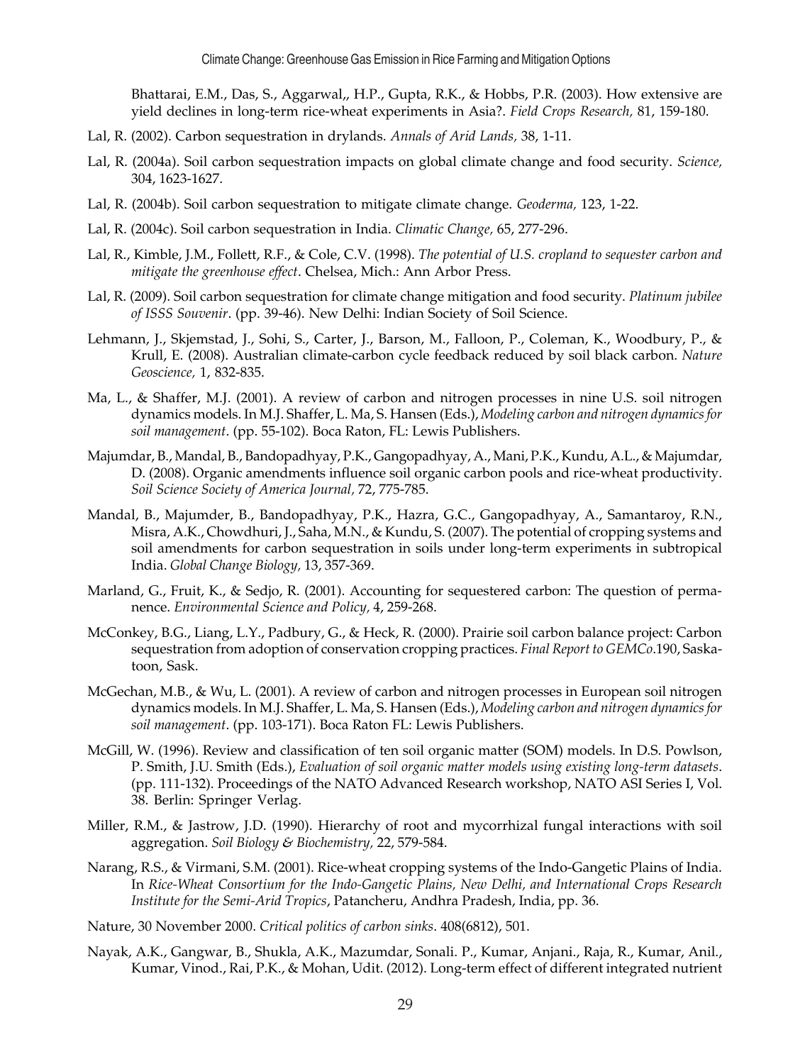Bhattarai, E.M., Das, S., Aggarwal,, H.P., Gupta, R.K., & Hobbs, P.R. (2003). How extensive are yield declines in long-term rice-wheat experiments in Asia?. *Field Crops Research,* 81, 159-180.

Lal, R. (2002). Carbon sequestration in drylands. *Annals of Arid Lands,* 38, 1-11.

Lal, R. (2004a). Soil carbon sequestration impacts on global climate change and food security. *Science,* 304, 1623-1627.

Lal, R. (2004b). Soil carbon sequestration to mitigate climate change. *Geoderma,* 123, 1-22.

Lal, R. (2004c). Soil carbon sequestration in India. *Climatic Change,* 65, 277-296.

Lal, R., Kimble, J.M., Follett, R.F., & Cole, C.V. (1998). *The potential of U.S. cropland to sequester carbon and mitigate the greenhouse effect*. Chelsea, Mich.: Ann Arbor Press.

Lal, R. (2009). Soil carbon sequestration for climate change mitigation and food security. *Platinum jubilee of ISSS Souvenir*. (pp. 39-46). New Delhi: Indian Society of Soil Science.

Lehmann, J., Skjemstad, J., Sohi, S., Carter, J., Barson, M., Falloon, P., Coleman, K., Woodbury, P., & Krull, E. (2008). Australian climate-carbon cycle feedback reduced by soil black carbon. *Nature Geoscience,* 1, 832-835.

Ma, L., & Shaffer, M.J. (2001). A review of carbon and nitrogen processes in nine U.S. soil nitrogen dynamics models. In M.J. Shaffer, L. Ma, S. Hansen (Eds.), *Modeling carbon and nitrogen dynamics for soil management*. (pp. 55-102). Boca Raton, FL: Lewis Publishers.

Majumdar, B., Mandal, B., Bandopadhyay, P.K., Gangopadhyay, A., Mani, P.K., Kundu, A.L., & Majumdar, D. (2008). Organic amendments influence soil organic carbon pools and rice-wheat productivity. *Soil Science Society of America Journal,* 72, 775-785.

Mandal, B., Majumder, B., Bandopadhyay, P.K., Hazra, G.C., Gangopadhyay, A., Samantaroy, R.N., Misra, A.K., Chowdhuri, J., Saha, M.N., & Kundu, S. (2007). The potential of cropping systems and soil amendments for carbon sequestration in soils under long-term experiments in subtropical India. *Global Change Biology,* 13, 357-369.

Marland, G., Fruit, K., & Sedjo, R. (2001). Accounting for sequestered carbon: The question of permanence. *Environmental Science and Policy,* 4, 259-268.

McConkey, B.G., Liang, L.Y., Padbury, G., & Heck, R. (2000). Prairie soil carbon balance project: Carbon sequestration from adoption of conservation cropping practices. *Final Report to GEMCo*.190, Saskatoon, Sask.

McGechan, M.B., & Wu, L. (2001). A review of carbon and nitrogen processes in European soil nitrogen dynamics models. In M.J. Shaffer, L. Ma, S. Hansen (Eds.), *Modeling carbon and nitrogen dynamics for soil management*. (pp. 103-171). Boca Raton FL: Lewis Publishers.

McGill, W. (1996). Review and classification of ten soil organic matter (SOM) models. In D.S. Powlson, P. Smith, J.U. Smith (Eds.), *Evaluation of soil organic matter models using existing long-term datasets*. (pp. 111-132). Proceedings of the NATO Advanced Research workshop, NATO ASI Series I, Vol. 38. Berlin: Springer Verlag.

Miller, R.M., & Jastrow, J.D. (1990). Hierarchy of root and mycorrhizal fungal interactions with soil aggregation. *Soil Biology & Biochemistry,* 22, 579-584.

Narang, R.S., & Virmani, S.M. (2001). Rice-wheat cropping systems of the Indo-Gangetic Plains of India. In *Rice-Wheat Consortium for the Indo-Gangetic Plains, New Delhi, and International Crops Research Institute for the Semi-Arid Tropics*, Patancheru, Andhra Pradesh, India, pp. 36.

Nature, 30 November 2000. *Critical politics of carbon sinks*. 408(6812), 501.

Nayak, A.K., Gangwar, B., Shukla, A.K., Mazumdar, Sonali. P., Kumar, Anjani., Raja, R., Kumar, Anil., Kumar, Vinod., Rai, P.K., & Mohan, Udit. (2012). Long-term effect of different integrated nutrient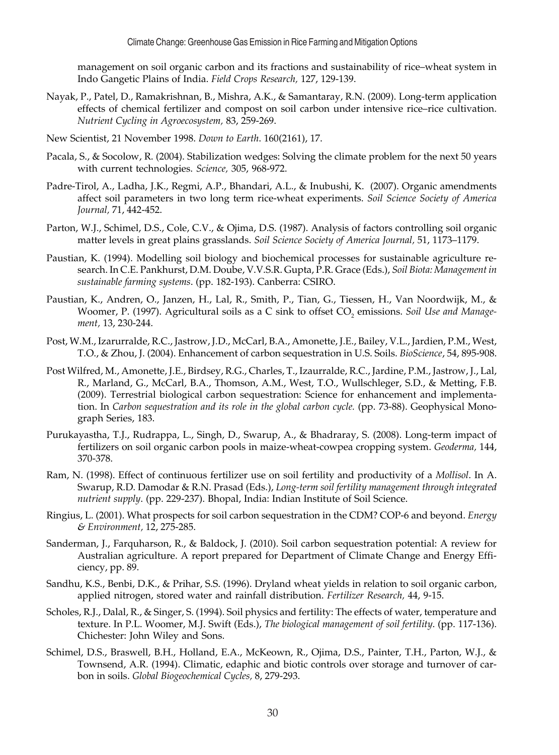management on soil organic carbon and its fractions and sustainability of rice–wheat system in Indo Gangetic Plains of India. *Field Crops Research,* 127, 129-139.

Nayak, P., Patel, D., Ramakrishnan, B., Mishra, A.K., & Samantaray, R.N. (2009). Long-term application effects of chemical fertilizer and compost on soil carbon under intensive rice–rice cultivation. *Nutrient Cycling in Agroecosystem,* 83, 259-269.

New Scientist, 21 November 1998. *Down to Earth*. 160(2161), 17.

Pacala, S., & Socolow, R. (2004). Stabilization wedges: Solving the climate problem for the next 50 years with current technologies. *Science,* 305, 968-972.

Padre-Tirol, A., Ladha, J.K., Regmi, A.P., Bhandari, A.L., & Inubushi, K. (2007). Organic amendments affect soil parameters in two long term rice-wheat experiments. *Soil Science Society of America Journal,* 71, 442-452.

Parton, W.J., Schimel, D.S., Cole, C.V., & Ojima, D.S. (1987). Analysis of factors controlling soil organic matter levels in great plains grasslands. *Soil Science Society of America Journal,* 51, 1173–1179.

Paustian, K. (1994). Modelling soil biology and biochemical processes for sustainable agriculture research. In C.E. Pankhurst, D.M. Doube, V.V.S.R. Gupta, P.R. Grace (Eds.), *Soil Biota: Management in sustainable farming systems*. (pp. 182-193). Canberra: CSIRO.

Paustian, K., Andren, O., Janzen, H., Lal, R., Smith, P., Tian, G., Tiessen, H., Van Noordwijk, M., & Woomer, P. (1997). Agricultural soils as a C sink to offset $CO_2$ emissions. *Soil Use and Management,* 13, 230-244.

Post, W.M., Izarurralde, R.C., Jastrow, J.D., McCarl, B.A., Amonette, J.E., Bailey, V.L., Jardien, P.M., West, T.O., & Zhou, J. (2004). Enhancement of carbon sequestration in U.S. Soils. *BioScience*, 54, 895-908.

Post Wilfred, M., Amonette, J.E., Birdsey, R.G., Charles, T., Izaurralde, R.C., Jardine, P.M., Jastrow, J., Lal, R., Marland, G., McCarl, B.A., Thomson, A.M., West, T.O., Wullschleger, S.D., & Metting, F.B. (2009). Terrestrial biological carbon sequestration: Science for enhancement and implementation. In *Carbon sequestration and its role in the global carbon cycle.* (pp. 73-88). Geophysical Monograph Series, 183.

Purukayastha, T.J., Rudrappa, L., Singh, D., Swarup, A., & Bhadraray, S. (2008). Long-term impact of fertilizers on soil organic carbon pools in maize-wheat-cowpea cropping system. *Geoderma,* 144, 370-378.

Ram, N. (1998). Effect of continuous fertilizer use on soil fertility and productivity of a *Mollisol*. In A. Swarup, R.D. Damodar & R.N. Prasad (Eds.), *Long-term soil fertility management through integrated nutrient supply*. (pp. 229-237). Bhopal, India: Indian Institute of Soil Science.

Ringius, L. (2001). What prospects for soil carbon sequestration in the CDM? COP-6 and beyond. *Energy & Environment,* 12, 275-285.

Sanderman, J., Farquharson, R., & Baldock, J. (2010). Soil carbon sequestration potential: A review for Australian agriculture. A report prepared for Department of Climate Change and Energy Efficiency, pp. 89.

Sandhu, K.S., Benbi, D.K., & Prihar, S.S. (1996). Dryland wheat yields in relation to soil organic carbon, applied nitrogen, stored water and rainfall distribution. *Fertilizer Research,* 44, 9-15.

Scholes, R.J., Dalal, R., & Singer, S. (1994). Soil physics and fertility: The effects of water, temperature and texture. In P.L. Woomer, M.J. Swift (Eds.), *The biological management of soil fertility*. (pp. 117-136). Chichester: John Wiley and Sons.

Schimel, D.S., Braswell, B.H., Holland, E.A., McKeown, R., Ojima, D.S., Painter, T.H., Parton, W.J., & Townsend, A.R. (1994). Climatic, edaphic and biotic controls over storage and turnover of carbon in soils. *Global Biogeochemical Cycles,* 8, 279-293.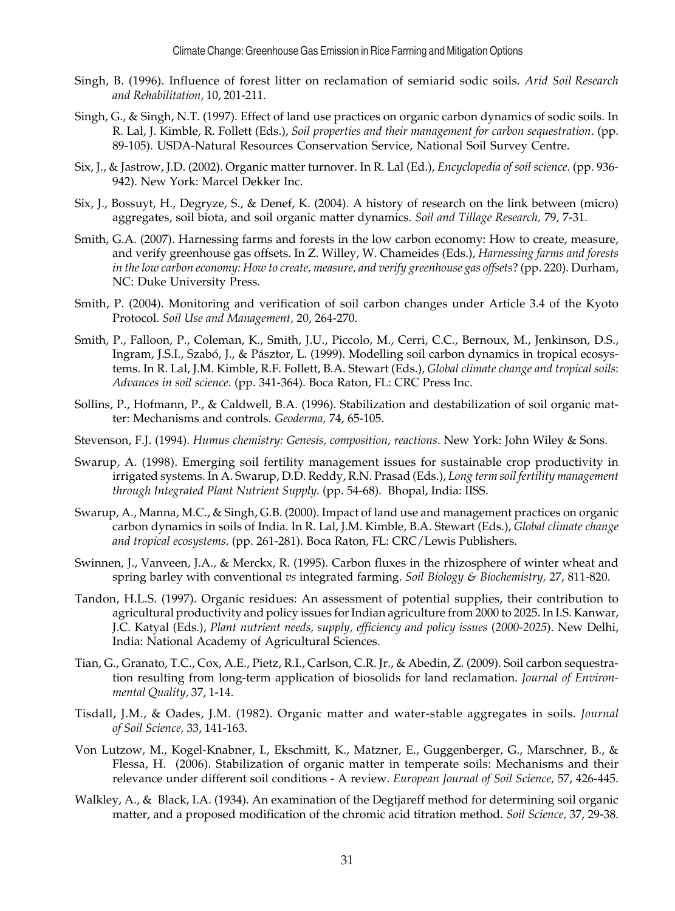Singh, B. (1996). Influence of forest litter on reclamation of semiarid sodic soils. *Arid Soil Research and Rehabilitation,* 10, 201-211.

Singh, G., & Singh, N.T. (1997). Effect of land use practices on organic carbon dynamics of sodic soils. In R. Lal, J. Kimble, R. Follett (Eds.), *Soil properties and their management for carbon sequestration*. (pp. 89-105). USDA-Natural Resources Conservation Service, National Soil Survey Centre.

Six, J., & Jastrow, J.D. (2002). Organic matter turnover. In R. Lal (Ed.), *Encyclopedia of soil science*. (pp. 936-942). New York: Marcel Dekker Inc.

Six, J., Bossuyt, H., Degryze, S., & Denef, K. (2004). A history of research on the link between (micro) aggregates, soil biota, and soil organic matter dynamics. *Soil and Tillage Research,* 79, 7-31.

Smith, G.A. (2007). Harnessing farms and forests in the low carbon economy: How to create, measure, and verify greenhouse gas offsets. In Z. Willey, W. Chameides (Eds.), *Harnessing farms and forests in the low carbon economy: How to create, measure, and verify greenhouse gas offsets*? (pp. 220). Durham, NC: Duke University Press.

Smith, P. (2004). Monitoring and verification of soil carbon changes under Article 3.4 of the Kyoto Protocol. *Soil Use and Management,* 20, 264-270.

Smith, P., Falloon, P., Coleman, K., Smith, J.U., Piccolo, M., Cerri, C.C., Bernoux, M., Jenkinson, D.S., Ingram, J.S.I., Szabó, J., & Pásztor, L. (1999). Modelling soil carbon dynamics in tropical ecosystems. In R. Lal, J.M. Kimble, R.F. Follett, B.A. Stewart (Eds.), *Global climate change and tropical soils*: *Advances in soil science.* (pp. 341-364). Boca Raton, FL: CRC Press Inc.

Sollins, P., Hofmann, P., & Caldwell, B.A. (1996). Stabilization and destabilization of soil organic matter: Mechanisms and controls. *Geoderma,* 74, 65-105.

Stevenson, F.J. (1994). *Humus chemistry: Genesis, composition, reactions*. New York: John Wiley & Sons.

Swarup, A. (1998). Emerging soil fertility management issues for sustainable crop productivity in irrigated systems. In A. Swarup, D.D. Reddy, R.N. Prasad (Eds.), *Long term soil fertility management through Integrated Plant Nutrient Supply.* (pp. 54-68). Bhopal, India: IISS.

Swarup, A., Manna, M.C., & Singh, G.B. (2000). Impact of land use and management practices on organic carbon dynamics in soils of India. In R. Lal, J.M. Kimble, B.A. Stewart (Eds.), *Global climate change and tropical ecosystems*. (pp. 261-281). Boca Raton, FL: CRC/Lewis Publishers.

Swinnen, J., Vanveen, J.A., & Merckx, R. (1995). Carbon fluxes in the rhizosphere of winter wheat and spring barley with conventional *vs* integrated farming. *Soil Biology & Biochemistry,* 27, 811-820.

Tandon, H.L.S. (1997). Organic residues: An assessment of potential supplies, their contribution to agricultural productivity and policy issues for Indian agriculture from 2000 to 2025. In I.S. Kanwar, J.C. Katyal (Eds.), *Plant nutrient needs, supply, efficiency and policy issues* (*2000-2025*). New Delhi, India: National Academy of Agricultural Sciences.

Tian, G., Granato, T.C., Cox, A.E., Pietz, R.I., Carlson, C.R. Jr., & Abedin, Z. (2009). Soil carbon sequestration resulting from long-term application of biosolids for land reclamation. *Journal of Environmental Quality,* 37, 1-14.

Tisdall, J.M., & Oades, J.M. (1982). Organic matter and water-stable aggregates in soils. *Journal of Soil Science,* 33, 141-163.

Von Lutzow, M., Kogel-Knabner, I., Ekschmitt, K., Matzner, E., Guggenberger, G., Marschner, B., & Flessa, H. (2006). Stabilization of organic matter in temperate soils: Mechanisms and their relevance under different soil conditions - A review. *European Journal of Soil Science,* 57, 426-445.

Walkley, A., & Black, I.A. (1934). An examination of the Degtjareff method for determining soil organic matter, and a proposed modification of the chromic acid titration method. *Soil Science,* 37, 29-38.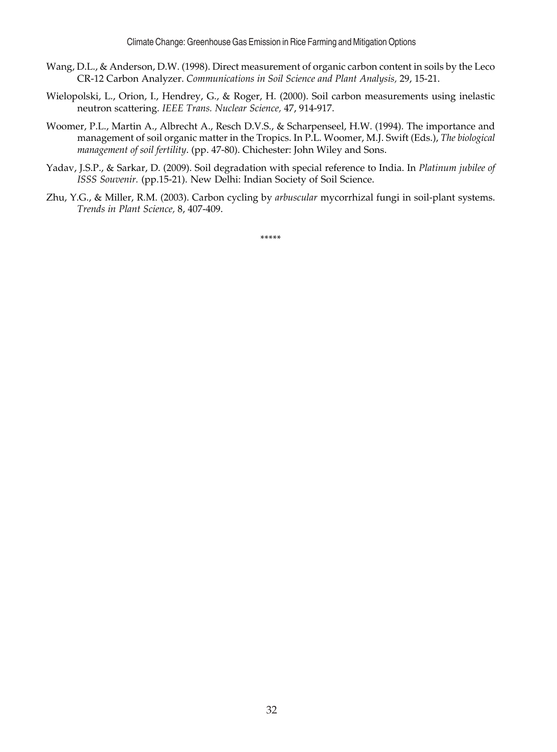Wang, D.L., & Anderson, D.W. (1998). Direct measurement of organic carbon content in soils by the Leco CR-12 Carbon Analyzer. *Communications in Soil Science and Plant Analysis,* 29, 15-21.

Wielopolski, L., Orion, I., Hendrey, G., & Roger, H. (2000). Soil carbon measurements using inelastic neutron scattering. *IEEE Trans. Nuclear Science,* 47, 914-917.

Woomer, P.L., Martin A., Albrecht A., Resch D.V.S., & Scharpenseel, H.W. (1994). The importance and management of soil organic matter in the Tropics. In P.L. Woomer, M.J. Swift (Eds.), *The biological management of soil fertility*. (pp. 47-80). Chichester: John Wiley and Sons.

Yadav, J.S.P., & Sarkar, D. (2009). Soil degradation with special reference to India. In *Platinum jubilee of ISSS Souvenir.* (pp.15-21). New Delhi: Indian Society of Soil Science.

Zhu, Y.G., & Miller, R.M. (2003). Carbon cycling by *arbuscular* mycorrhizal fungi in soil-plant systems. *Trends in Plant Science,* 8, 407-409.

*****